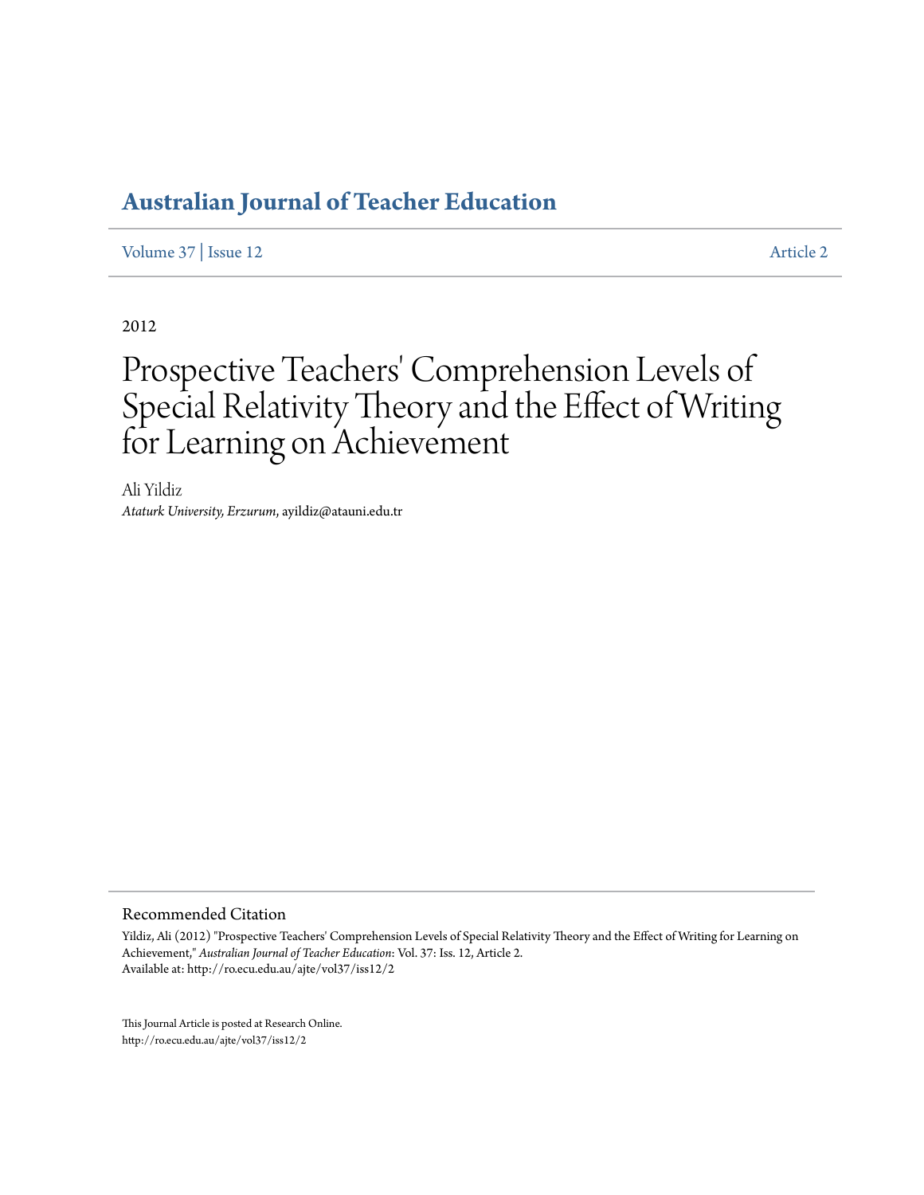## Australian Journal of Teacher Education

Volume 37 | Issue 12 Article 2

2012

# Prospective Teachers' Comprehension Levels of Special Relativity Theory and the Effect of Writing for Learning on Achievement

Ali Yildiz
*Ataturk University, Erzurum*, ayildiz@atauni.edu.tr

### Recommended Citation

Yildiz, Ali (2012) "Prospective Teachers' Comprehension Levels of Special Relativity Theory and the Effect of Writing for Learning on Achievement," *Australian Journal of Teacher Education*: Vol. 37: Iss. 12, Article 2.
Available at: http://ro.ecu.edu.au/ajte/vol37/iss12/2

This Journal Article is posted at Research Online.
http://ro.ecu.edu.au/ajte/vol37/iss12/2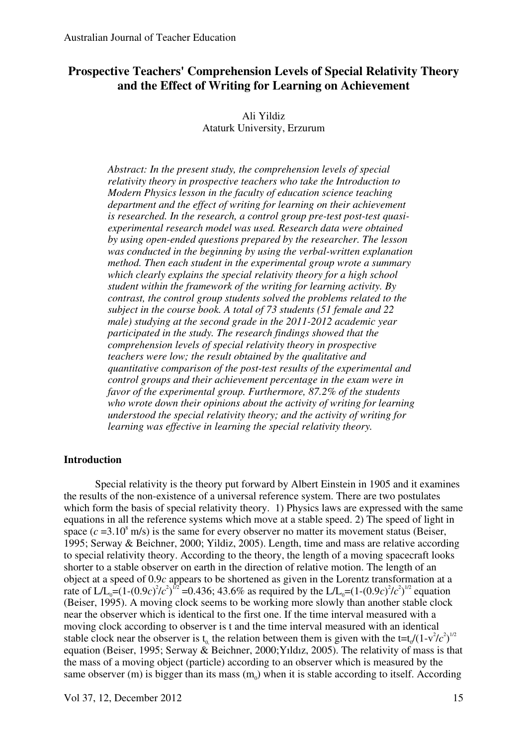# Prospective Teachers' Comprehension Levels of Special Relativity Theory and the Effect of Writing for Learning on Achievement

Ali Yildiz
Ataturk University, Erzurum

*Abstract: In the present study, the comprehension levels of special relativity theory in prospective teachers who take the Introduction to Modern Physics lesson in the faculty of education science teaching department and the effect of writing for learning on their achievement is researched. In the research, a control group pre-test post-test quasi-experimental research model was used. Research data were obtained by using open-ended questions prepared by the researcher. The lesson was conducted in the beginning by using the verbal-written explanation method. Then each student in the experimental group wrote a summary which clearly explains the special relativity theory for a high school student within the framework of the writing for learning activity. By contrast, the control group students solved the problems related to the subject in the course book. A total of 73 students (51 female and 22 male) studying at the second grade in the 2011-2012 academic year participated in the study. The research findings showed that the comprehension levels of special relativity theory in prospective teachers were low; the result obtained by the qualitative and quantitative comparison of the post-test results of the experimental and control groups and their achievement percentage in the exam were in favor of the experimental group. Furthermore, 87.2% of the students who wrote down their opinions about the activity of writing for learning understood the special relativity theory; and the activity of writing for learning was effective in learning the special relativity theory.*

## Introduction

Special relativity is the theory put forward by Albert Einstein in 1905 and it examines the results of the non-existence of a universal reference system. There are two postulates which form the basis of special relativity theory. 1) Physics laws are expressed with the same equations in all the reference systems which move at a stable speed. 2) The speed of light in space ($c = 3.10^8$ m/s) is the same for every observer no matter its movement status (Beiser, 1995; Serway & Beichner, 2000; Yildiz, 2005). Length, time and mass are relative according to special relativity theory. According to the theory, the length of a moving spacecraft looks shorter to a stable observer on earth in the direction of relative motion. The length of an object at a speed of $0.9c$ appears to be shortened as given in the Lorentz transformation at a rate of $L/L_0=(1-(0.9c)^2/c^2)^{1/2}=0.436$; 43.6% as required by the $L/L_0=(1-(0.9c)^2/c^2)^{1/2}$ equation (Beiser, 1995). A moving clock seems to be working more slowly than another stable clock near the observer which is identical to the first one. If the time interval measured with a moving clock according to observer is t and the time interval measured with an identical stable clock near the observer is $t_0$, the relation between them is given with the $t=t_0/(1-v^2/c^2)^{1/2}$ equation (Beiser, 1995; Serway & Beichner, 2000; Yıldız, 2005). The relativity of mass is that the mass of a moving object (particle) according to an observer which is measured by the same observer ($m$) is bigger than its mass ($m_0$) when it is stable according to itself. According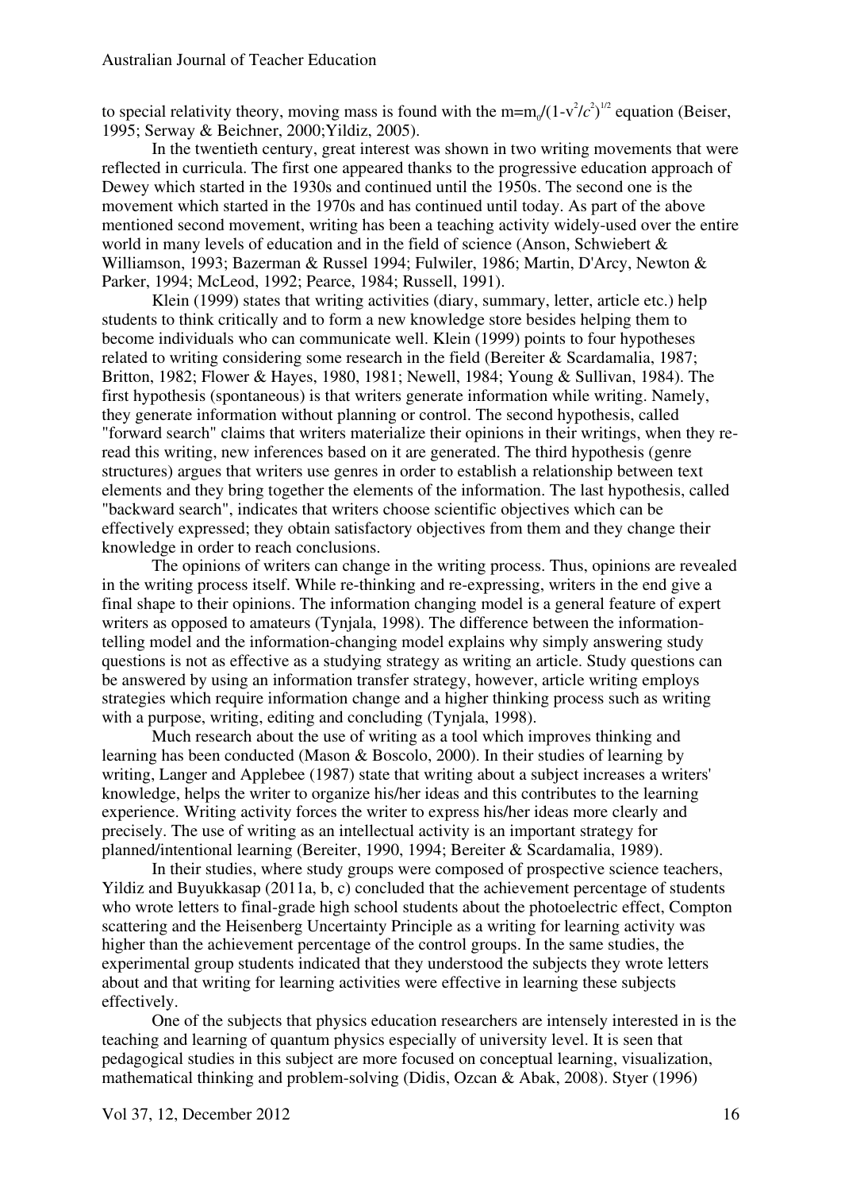to special relativity theory, moving mass is found with the $m=m_0/(1-v^2/c^2)^{1/2}$ equation (Beiser, 1995; Serway & Beichner, 2000;Yildiz, 2005).

In the twentieth century, great interest was shown in two writing movements that were reflected in curricula. The first one appeared thanks to the progressive education approach of Dewey which started in the 1930s and continued until the 1950s. The second one is the movement which started in the 1970s and has continued until today. As part of the above mentioned second movement, writing has been a teaching activity widely-used over the entire world in many levels of education and in the field of science (Anson, Schwiebert & Williamson, 1993; Bazerman & Russel 1994; Fulwiler, 1986; Martin, D'Arcy, Newton & Parker, 1994; McLeod, 1992; Pearce, 1984; Russell, 1991).

Klein (1999) states that writing activities (diary, summary, letter, article etc.) help students to think critically and to form a new knowledge store besides helping them to become individuals who can communicate well. Klein (1999) points to four hypotheses related to writing considering some research in the field (Bereiter & Scardamalia, 1987; Britton, 1982; Flower & Hayes, 1980, 1981; Newell, 1984; Young & Sullivan, 1984). The first hypothesis (spontaneous) is that writers generate information while writing. Namely, they generate information without planning or control. The second hypothesis, called "forward search" claims that writers materialize their opinions in their writings, when they re-read this writing, new inferences based on it are generated. The third hypothesis (genre structures) argues that writers use genres in order to establish a relationship between text elements and they bring together the elements of the information. The last hypothesis, called "backward search", indicates that writers choose scientific objectives which can be effectively expressed; they obtain satisfactory objectives from them and they change their knowledge in order to reach conclusions.

The opinions of writers can change in the writing process. Thus, opinions are revealed in the writing process itself. While re-thinking and re-expressing, writers in the end give a final shape to their opinions. The information changing model is a general feature of expert writers as opposed to amateurs (Tynjala, 1998). The difference between the information-telling model and the information-changing model explains why simply answering study questions is not as effective as a studying strategy as writing an article. Study questions can be answered by using an information transfer strategy, however, article writing employs strategies which require information change and a higher thinking process such as writing with a purpose, writing, editing and concluding (Tynjala, 1998).

Much research about the use of writing as a tool which improves thinking and learning has been conducted (Mason & Boscolo, 2000). In their studies of learning by writing, Langer and Applebee (1987) state that writing about a subject increases a writers' knowledge, helps the writer to organize his/her ideas and this contributes to the learning experience. Writing activity forces the writer to express his/her ideas more clearly and precisely. The use of writing as an intellectual activity is an important strategy for planned/intentional learning (Bereiter, 1990, 1994; Bereiter & Scardamalia, 1989).

In their studies, where study groups were composed of prospective science teachers, Yildiz and Buyukkasap (2011a, b, c) concluded that the achievement percentage of students who wrote letters to final-grade high school students about the photoelectric effect, Compton scattering and the Heisenberg Uncertainty Principle as a writing for learning activity was higher than the achievement percentage of the control groups. In the same studies, the experimental group students indicated that they understood the subjects they wrote letters about and that writing for learning activities were effective in learning these subjects effectively.

One of the subjects that physics education researchers are intensely interested in is the teaching and learning of quantum physics especially of university level. It is seen that pedagogical studies in this subject are more focused on conceptual learning, visualization, mathematical thinking and problem-solving (Didis, Ozcan & Abak, 2008). Styer (1996)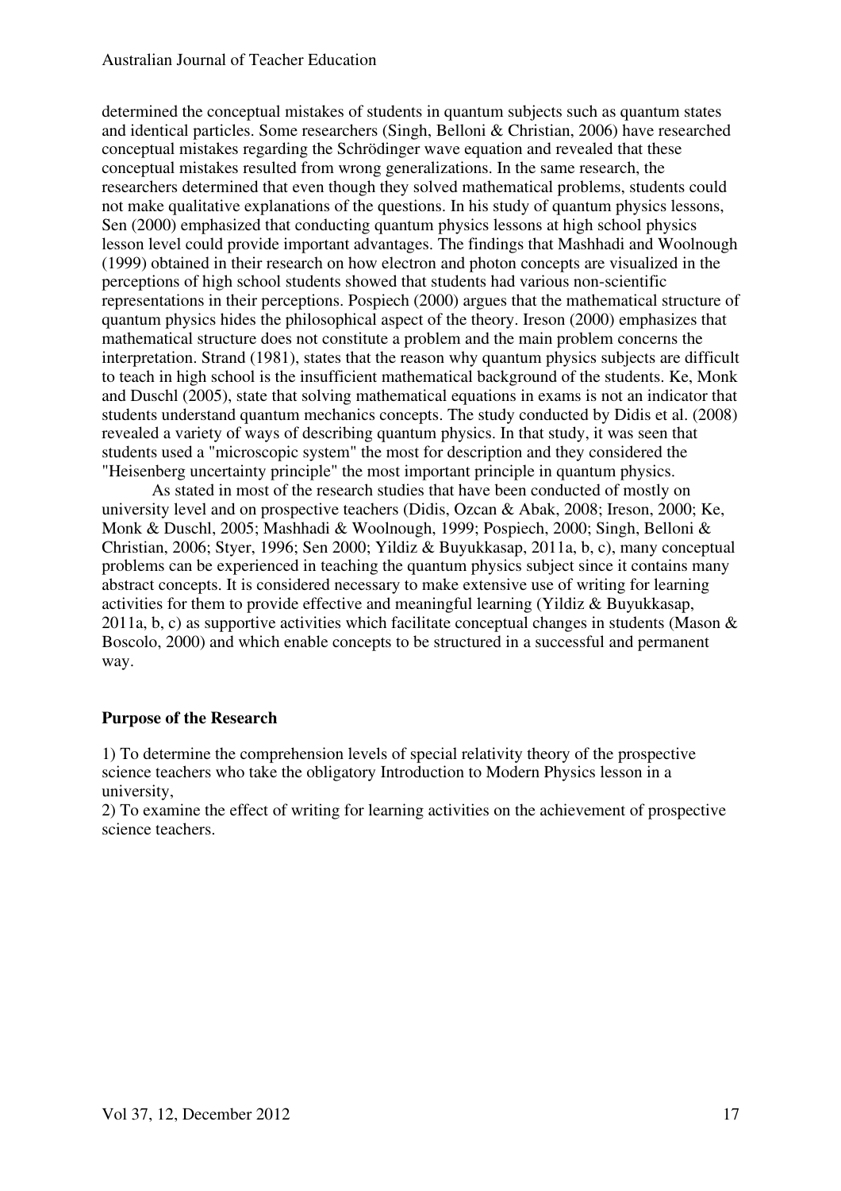determined the conceptual mistakes of students in quantum subjects such as quantum states and identical particles. Some researchers (Singh, Belloni & Christian, 2006) have researched conceptual mistakes regarding the Schrödinger wave equation and revealed that these conceptual mistakes resulted from wrong generalizations. In the same research, the researchers determined that even though they solved mathematical problems, students could not make qualitative explanations of the questions. In his study of quantum physics lessons, Sen (2000) emphasized that conducting quantum physics lessons at high school physics lesson level could provide important advantages. The findings that Mashhadi and Woolnough (1999) obtained in their research on how electron and photon concepts are visualized in the perceptions of high school students showed that students had various non-scientific representations in their perceptions. Pospiech (2000) argues that the mathematical structure of quantum physics hides the philosophical aspect of the theory. Ireson (2000) emphasizes that mathematical structure does not constitute a problem and the main problem concerns the interpretation. Strand (1981), states that the reason why quantum physics subjects are difficult to teach in high school is the insufficient mathematical background of the students. Ke, Monk and Duschl (2005), state that solving mathematical equations in exams is not an indicator that students understand quantum mechanics concepts. The study conducted by Didis et al. (2008) revealed a variety of ways of describing quantum physics. In that study, it was seen that students used a "microscopic system" the most for description and they considered the "Heisenberg uncertainty principle" the most important principle in quantum physics.

As stated in most of the research studies that have been conducted of mostly on university level and on prospective teachers (Didis, Ozcan & Abak, 2008; Ireson, 2000; Ke, Monk & Duschl, 2005; Mashhadi & Woolnough, 1999; Pospiech, 2000; Singh, Belloni & Christian, 2006; Styer, 1996; Sen 2000; Yildiz & Buyukkasap, 2011a, b, c), many conceptual problems can be experienced in teaching the quantum physics subject since it contains many abstract concepts. It is considered necessary to make extensive use of writing for learning activities for them to provide effective and meaningful learning (Yildiz & Buyukkasap, 2011a, b, c) as supportive activities which facilitate conceptual changes in students (Mason & Boscolo, 2000) and which enable concepts to be structured in a successful and permanent way.

## Purpose of the Research

1) To determine the comprehension levels of special relativity theory of the prospective science teachers who take the obligatory Introduction to Modern Physics lesson in a university,

2) To examine the effect of writing for learning activities on the achievement of prospective science teachers.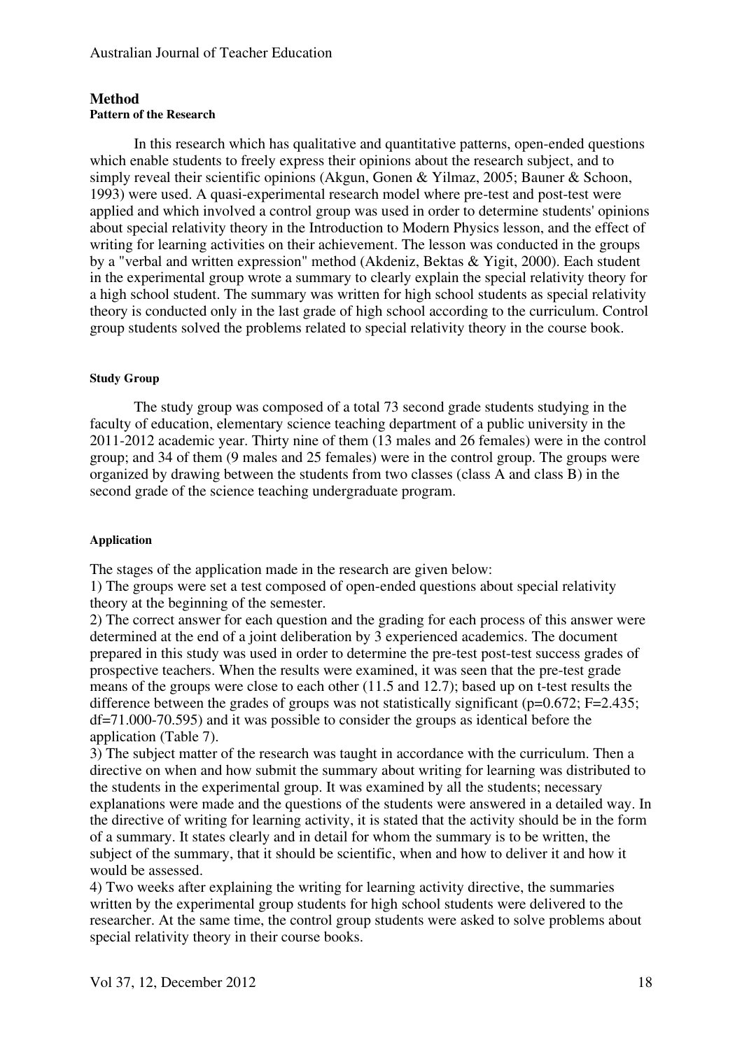## Method

### Pattern of the Research

In this research which has qualitative and quantitative patterns, open-ended questions which enable students to freely express their opinions about the research subject, and to simply reveal their scientific opinions (Akgun, Gonen & Yilmaz, 2005; Bauner & Schoon, 1993) were used. A quasi-experimental research model where pre-test and post-test were applied and which involved a control group was used in order to determine students' opinions about special relativity theory in the Introduction to Modern Physics lesson, and the effect of writing for learning activities on their achievement. The lesson was conducted in the groups by a "verbal and written expression" method (Akdeniz, Bektas & Yigit, 2000). Each student in the experimental group wrote a summary to clearly explain the special relativity theory for a high school student. The summary was written for high school students as special relativity theory is conducted only in the last grade of high school according to the curriculum. Control group students solved the problems related to special relativity theory in the course book.

### Study Group

The study group was composed of a total 73 second grade students studying in the faculty of education, elementary science teaching department of a public university in the 2011-2012 academic year. Thirty nine of them (13 males and 26 females) were in the control group; and 34 of them (9 males and 25 females) were in the control group. The groups were organized by drawing between the students from two classes (class A and class B) in the second grade of the science teaching undergraduate program.

### Application

The stages of the application made in the research are given below:

1) The groups were set a test composed of open-ended questions about special relativity theory at the beginning of the semester.

2) The correct answer for each question and the grading for each process of this answer were determined at the end of a joint deliberation by 3 experienced academics. The document prepared in this study was used in order to determine the pre-test post-test success grades of prospective teachers. When the results were examined, it was seen that the pre-test grade means of the groups were close to each other (11.5 and 12.7); based up on t-test results the difference between the grades of groups was not statistically significant ($p=0.672$; $F=2.435$; $df=71.000$-$70.595$) and it was possible to consider the groups as identical before the application (Table 7).

3) The subject matter of the research was taught in accordance with the curriculum. Then a directive on when and how submit the summary about writing for learning was distributed to the students in the experimental group. It was examined by all the students; necessary explanations were made and the questions of the students were answered in a detailed way. In the directive of writing for learning activity, it is stated that the activity should be in the form of a summary. It states clearly and in detail for whom the summary is to be written, the subject of the summary, that it should be scientific, when and how to deliver it and how it would be assessed.

4) Two weeks after explaining the writing for learning activity directive, the summaries written by the experimental group students for high school students were delivered to the researcher. At the same time, the control group students were asked to solve problems about special relativity theory in their course books.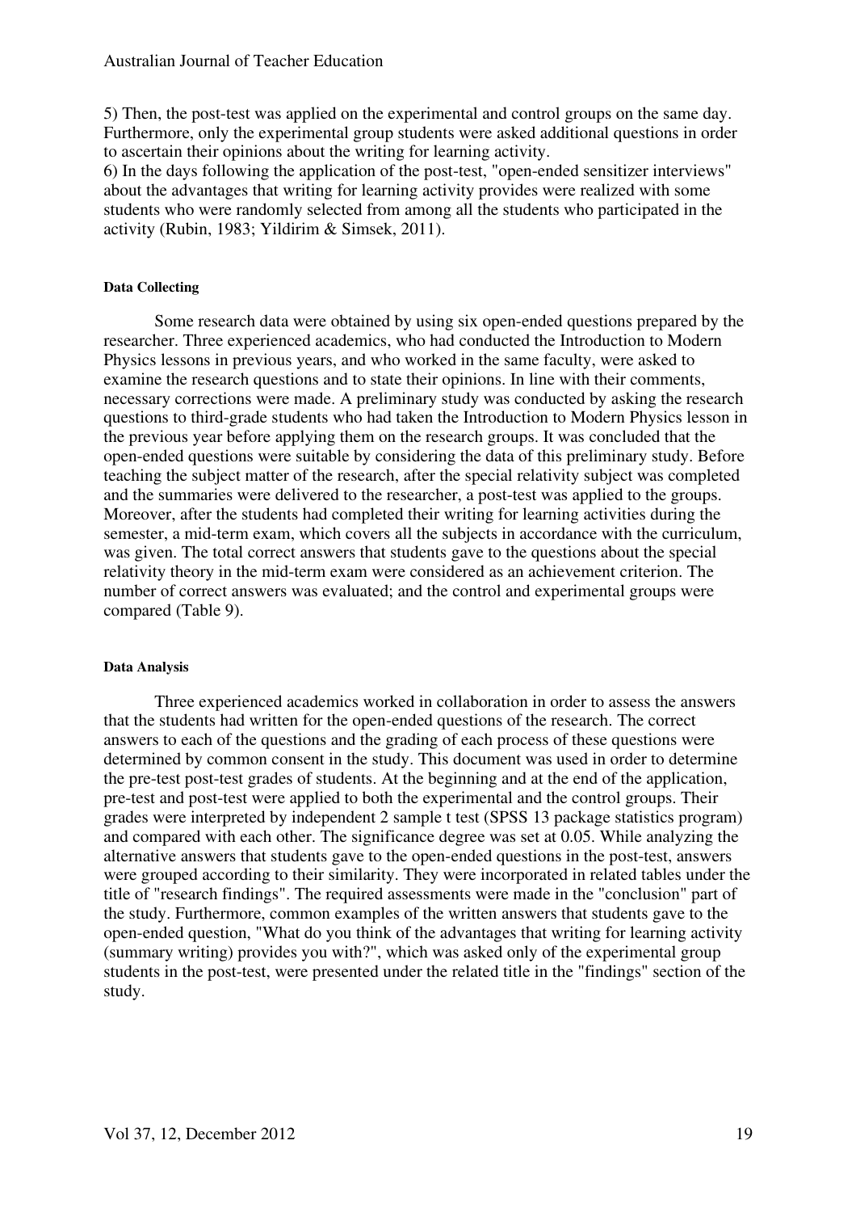5) Then, the post-test was applied on the experimental and control groups on the same day. Furthermore, only the experimental group students were asked additional questions in order to ascertain their opinions about the writing for learning activity.
6) In the days following the application of the post-test, "open-ended sensitizer interviews" about the advantages that writing for learning activity provides were realized with some students who were randomly selected from among all the students who participated in the activity (Rubin, 1983; Yildirim & Simsek, 2011).

#### Data Collecting

Some research data were obtained by using six open-ended questions prepared by the researcher. Three experienced academics, who had conducted the Introduction to Modern Physics lessons in previous years, and who worked in the same faculty, were asked to examine the research questions and to state their opinions. In line with their comments, necessary corrections were made. A preliminary study was conducted by asking the research questions to third-grade students who had taken the Introduction to Modern Physics lesson in the previous year before applying them on the research groups. It was concluded that the open-ended questions were suitable by considering the data of this preliminary study. Before teaching the subject matter of the research, after the special relativity subject was completed and the summaries were delivered to the researcher, a post-test was applied to the groups. Moreover, after the students had completed their writing for learning activities during the semester, a mid-term exam, which covers all the subjects in accordance with the curriculum, was given. The total correct answers that students gave to the questions about the special relativity theory in the mid-term exam were considered as an achievement criterion. The number of correct answers was evaluated; and the control and experimental groups were compared (Table 9).

#### Data Analysis

Three experienced academics worked in collaboration in order to assess the answers that the students had written for the open-ended questions of the research. The correct answers to each of the questions and the grading of each process of these questions were determined by common consent in the study. This document was used in order to determine the pre-test post-test grades of students. At the beginning and at the end of the application, pre-test and post-test were applied to both the experimental and the control groups. Their grades were interpreted by independent 2 sample t test (SPSS 13 package statistics program) and compared with each other. The significance degree was set at 0.05. While analyzing the alternative answers that students gave to the open-ended questions in the post-test, answers were grouped according to their similarity. They were incorporated in related tables under the title of "research findings". The required assessments were made in the "conclusion" part of the study. Furthermore, common examples of the written answers that students gave to the open-ended question, "What do you think of the advantages that writing for learning activity (summary writing) provides you with?", which was asked only of the experimental group students in the post-test, were presented under the related title in the "findings" section of the study.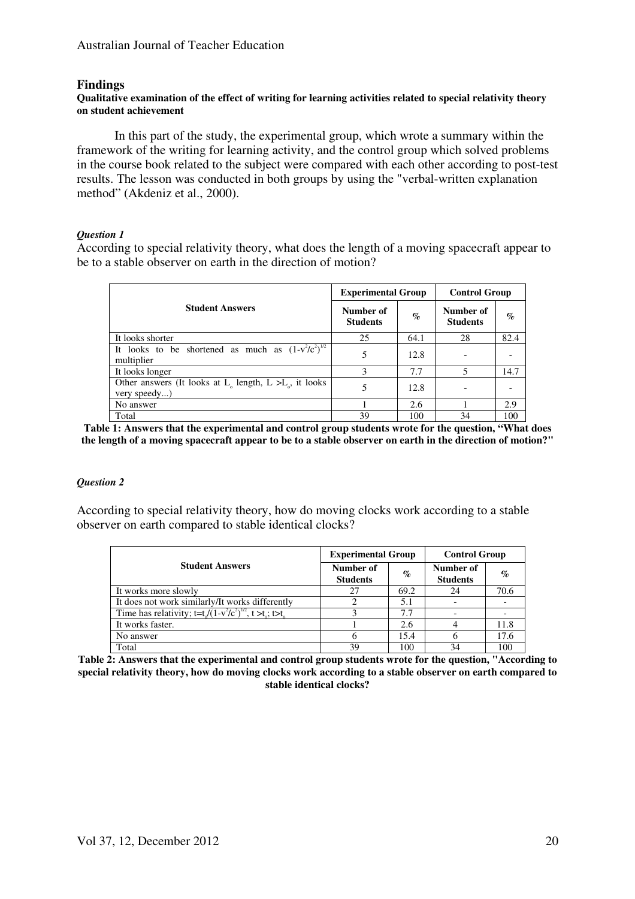## Findings

**Qualitative examination of the effect of writing for learning activities related to special relativity theory on student achievement**

In this part of the study, the experimental group, which wrote a summary within the framework of the writing for learning activity, and the control group which solved problems in the course book related to the subject were compared with each other according to post-test results. The lesson was conducted in both groups by using the "verbal-written explanation method" (Akdeniz et al., 2000).

***Question 1***

According to special relativity theory, what does the length of a moving spacecraft appear to be to a stable observer on earth in the direction of motion?

| Student Answers | Experimental Group | | Control Group | |
|---|---|---|---|---|
| | Number of Students | % | Number of Students | % |
| It looks shorter | 25 | 64.1 | 28 | 82.4 |
| It looks to be shortened as much as $(1-v^2/c^2)^{1/2}$ multiplier | 5 | 12.8 | - | - |
| It looks longer | 3 | 7.7 | 5 | 14.7 |
| Other answers (It looks at $L_o$ length, $L > L_o$, it looks very speedy...) | 5 | 12.8 | - | - |
| No answer | 1 | 2.6 | 1 | 2.9 |
| Total | 39 | 100 | 34 | 100 |

**Table 1: Answers that the experimental and control group students wrote for the question, "What does the length of a moving spacecraft appear to be to a stable observer on earth in the direction of motion?"**

***Question 2***

According to special relativity theory, how do moving clocks work according to a stable observer on earth compared to stable identical clocks?

| Student Answers | Experimental Group | | Control Group | |
|---|---|---|---|---|
| | Number of Students | % | Number of Students | % |
| It works more slowly | 27 | 69.2 | 24 | 70.6 |
| It does not work similarly/It works differently | 2 | 5.1 | - | - |
| Time has relativity; $t=t_o/(1-v^2/c^2)^{1/2}$, $t > t_o$; $t > t_o$ | 3 | 7.7 | - | - |
| It works faster. | 1 | 2.6 | 4 | 11.8 |
| No answer | 6 | 15.4 | 6 | 17.6 |
| Total | 39 | 100 | 34 | 100 |

**Table 2: Answers that the experimental and control group students wrote for the question, "According to special relativity theory, how do moving clocks work according to a stable observer on earth compared to stable identical clocks?**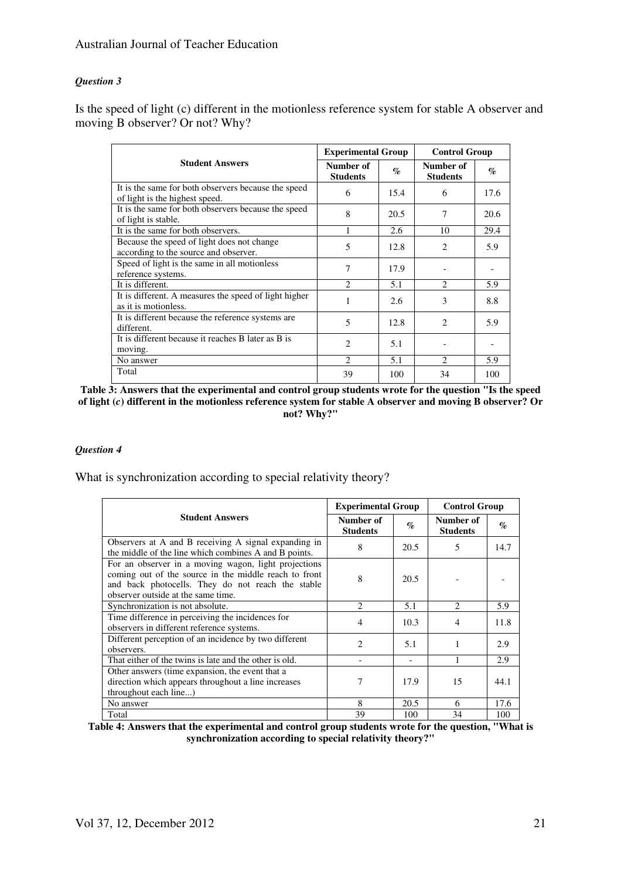### *Question 3*

Is the speed of light (c) different in the motionless reference system for stable A observer and moving B observer? Or not? Why?

| Student Answers | Experimental Group | | Control Group | |
|---|---|---|---|---|
| | Number of Students | % | Number of Students | % |
| It is the same for both observers because the speed of light is the highest speed. | 6 | 15.4 | 6 | 17.6 |
| It is the same for both observers because the speed of light is stable. | 8 | 20.5 | 7 | 20.6 |
| It is the same for both observers. | 1 | 2.6 | 10 | 29.4 |
| Because the speed of light does not change according to the source and observer. | 5 | 12.8 | 2 | 5.9 |
| Speed of light is the same in all motionless reference systems. | 7 | 17.9 | - | - |
| It is different. | 2 | 5.1 | 2 | 5.9 |
| It is different. A measures the speed of light higher as it is motionless. | 1 | 2.6 | 3 | 8.8 |
| It is different because the reference systems are different. | 5 | 12.8 | 2 | 5.9 |
| It is different because it reaches B later as B is moving. | 2 | 5.1 | - | - |
| No answer | 2 | 5.1 | 2 | 5.9 |
| Total | 39 | 100 | 34 | 100 |

**Table 3: Answers that the experimental and control group students wrote for the question "Is the speed of light (*c*) different in the motionless reference system for stable A observer and moving B observer? Or not? Why?"**

### *Question 4*

What is synchronization according to special relativity theory?

| Student Answers | Experimental Group | | Control Group | |
|---|---|---|---|---|
| | Number of Students | % | Number of Students | % |
| Observers at A and B receiving A signal expanding in the middle of the line which combines A and B points. | 8 | 20.5 | 5 | 14.7 |
| For an observer in a moving wagon, light projections coming out of the source in the middle reach to front and back photocells. They do not reach the stable observer outside at the same time. | 8 | 20.5 | - | - |
| Synchronization is not absolute. | 2 | 5.1 | 2 | 5.9 |
| Time difference in perceiving the incidences for observers in different reference systems. | 4 | 10.3 | 4 | 11.8 |
| Different perception of an incidence by two different observers. | 2 | 5.1 | 1 | 2.9 |
| That either of the twins is late and the other is old. | - | - | 1 | 2.9 |
| Other answers (time expansion, the event that a direction which appears throughout a line increases throughout each line...) | 7 | 17.9 | 15 | 44.1 |
| No answer | 8 | 20.5 | 6 | 17.6 |
| Total | 39 | 100 | 34 | 100 |

**Table 4: Answers that the experimental and control group students wrote for the question, "What is synchronization according to special relativity theory?"**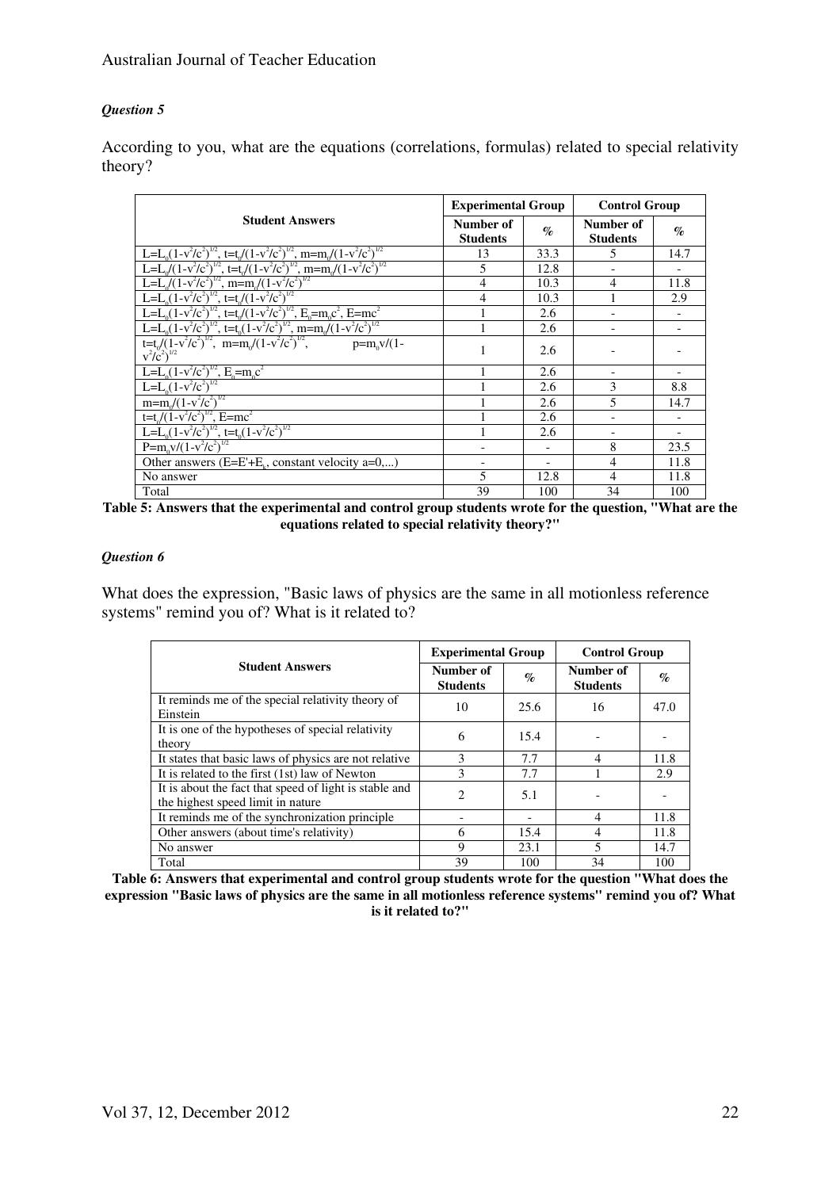### *Question 5*

According to you, what are the equations (correlations, formulas) related to special relativity theory?

| Student Answers | Experimental Group | | Control Group | |
|---|---|---|---|---|
| | Number of Students | % | Number of Students | % |
| $L=L_0(1-v^2/c^2)^{1/2}$, $t=t_0/(1-v^2/c^2)^{1/2}$, $m=m_0/(1-v^2/c^2)^{1/2}$ | 13 | 33.3 | 5 | 14.7 |
| $L=L_0/(1-v^2/c^2)^{1/2}$, $t=t_0/(1-v^2/c^2)^{1/2}$, $m=m_0/(1-v^2/c^2)^{1/2}$ | 5 | 12.8 | - | - |
| $L=L_0/(1-v^2/c^2)^{1/2}$, $m=m_0/(1-v^2/c^2)^{1/2}$ | 4 | 10.3 | 4 | 11.8 |
| $L=L_0(1-v^2/c^2)^{1/2}$, $t=t_0/(1-v^2/c^2)^{1/2}$ | 4 | 10.3 | 1 | 2.9 |
| $L=L_0(1-v^2/c^2)^{1/2}$, $t=t_0/(1-v^2/c^2)^{1/2}$, $E_0=m_0c^2$, $E=mc^2$ | 1 | 2.6 | - | - |
| $L=L_0(1-v^2/c^2)^{1/2}$, $t=t_0(1-v^2/c^2)^{1/2}$, $m=m_0/(1-v^2/c^2)^{1/2}$ | 1 | 2.6 | - | - |
| $t=t_0/(1-v^2/c^2)^{1/2}$, $m=m_0/(1-v^2/c^2)^{1/2}$, $p=m_0v/(1-v^2/c^2)^{1/2}$ | 1 | 2.6 | - | - |
| $L=L_0(1-v^2/c^2)^{1/2}$, $E_0=m_0c^2$ | 1 | 2.6 | - | - |
| $L=L_0(1-v^2/c^2)^{1/2}$ | 1 | 2.6 | 3 | 8.8 |
| $m=m_0/(1-v^2/c^2)^{1/2}$ | 1 | 2.6 | 5 | 14.7 |
| $t=t_0/(1-v^2/c^2)^{1/2}$, $E=mc^2$ | 1 | 2.6 | - | - |
| $L=L_0(1-v^2/c^2)^{1/2}$, $t=t_0(1-v^2/c^2)^{1/2}$ | 1 | 2.6 | - | - |
| $P=m_0v/(1-v^2/c^2)^{1/2}$ | - | - | 8 | 23.5 |
| Other answers ($E=E'+E_k$, constant velocity $a=0$,...) | - | - | 4 | 11.8 |
| No answer | 5 | 12.8 | 4 | 11.8 |
| Total | 39 | 100 | 34 | 100 |

**Table 5: Answers that the experimental and control group students wrote for the question, "What are the equations related to special relativity theory?"**

### *Question 6*

What does the expression, "Basic laws of physics are the same in all motionless reference systems" remind you of? What is it related to?

| Student Answers | Experimental Group | | Control Group | |
|---|---|---|---|---|
| | Number of Students | % | Number of Students | % |
| It reminds me of the special relativity theory of Einstein | 10 | 25.6 | 16 | 47.0 |
| It is one of the hypotheses of special relativity theory | 6 | 15.4 | - | - |
| It states that basic laws of physics are not relative | 3 | 7.7 | 4 | 11.8 |
| It is related to the first (1st) law of Newton | 3 | 7.7 | 1 | 2.9 |
| It is about the fact that speed of light is stable and the highest speed limit in nature | 2 | 5.1 | - | - |
| It reminds me of the synchronization principle | - | - | 4 | 11.8 |
| Other answers (about time's relativity) | 6 | 15.4 | 4 | 11.8 |
| No answer | 9 | 23.1 | 5 | 14.7 |
| Total | 39 | 100 | 34 | 100 |

**Table 6: Answers that experimental and control group students wrote for the question "What does the expression "Basic laws of physics are the same in all motionless reference systems" remind you of? What is it related to?"**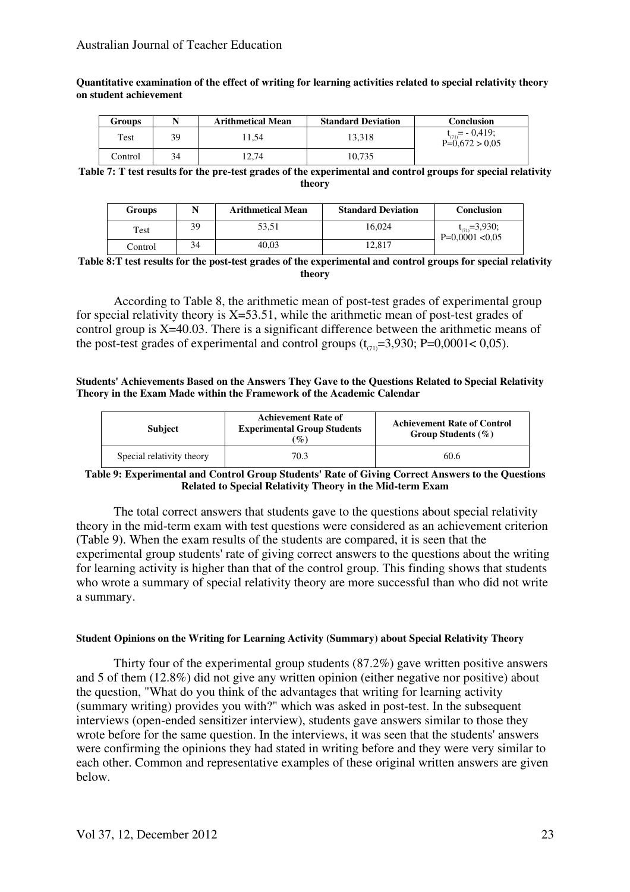**Quantitative examination of the effect of writing for learning activities related to special relativity theory on student achievement**

| Groups | N | Arithmetical Mean | Standard Deviation | Conclusion |
|---|---|---|---|---|
| Test | 39 | 11,54 | 13,318 | $t_{(71)}= - 0,419$; $P=0,672 > 0,05$ |
| Control | 34 | 12,74 | 10,735 | |

**Table 7: T test results for the pre-test grades of the experimental and control groups for special relativity theory**

| Groups | N | Arithmetical Mean | Standard Deviation | Conclusion |
|---|---|---|---|---|
| Test | 39 | 53,51 | 16,024 | $t_{(71)}=3,930$; $P=0,0001 <0,05$ |
| Control | 34 | 40,03 | 12,817 | |

**Table 8:T test results for the post-test grades of the experimental and control groups for special relativity theory**

According to Table 8, the arithmetic mean of post-test grades of experimental group for special relativity theory is X=53.51, while the arithmetic mean of post-test grades of control group is X=40.03. There is a significant difference between the arithmetic means of the post-test grades of experimental and control groups ($t_{(71)}=3,930$; $P=0,0001< 0,05$).

**Students' Achievements Based on the Answers They Gave to the Questions Related to Special Relativity Theory in the Exam Made within the Framework of the Academic Calendar**

| Subject | Achievement Rate of Experimental Group Students (%) | Achievement Rate of Control Group Students (%) |
|---|---|---|
| Special relativity theory | 70.3 | 60.6 |

**Table 9: Experimental and Control Group Students' Rate of Giving Correct Answers to the Questions Related to Special Relativity Theory in the Mid-term Exam**

The total correct answers that students gave to the questions about special relativity theory in the mid-term exam with test questions were considered as an achievement criterion (Table 9). When the exam results of the students are compared, it is seen that the experimental group students' rate of giving correct answers to the questions about the writing for learning activity is higher than that of the control group. This finding shows that students who wrote a summary of special relativity theory are more successful than who did not write a summary.

**Student Opinions on the Writing for Learning Activity (Summary) about Special Relativity Theory**

Thirty four of the experimental group students (87.2%) gave written positive answers and 5 of them (12.8%) did not give any written opinion (either negative nor positive) about the question, "What do you think of the advantages that writing for learning activity (summary writing) provides you with?" which was asked in post-test. In the subsequent interviews (open-ended sensitizer interview), students gave answers similar to those they wrote before for the same question. In the interviews, it was seen that the students' answers were confirming the opinions they had stated in writing before and they were very similar to each other. Common and representative examples of these original written answers are given below.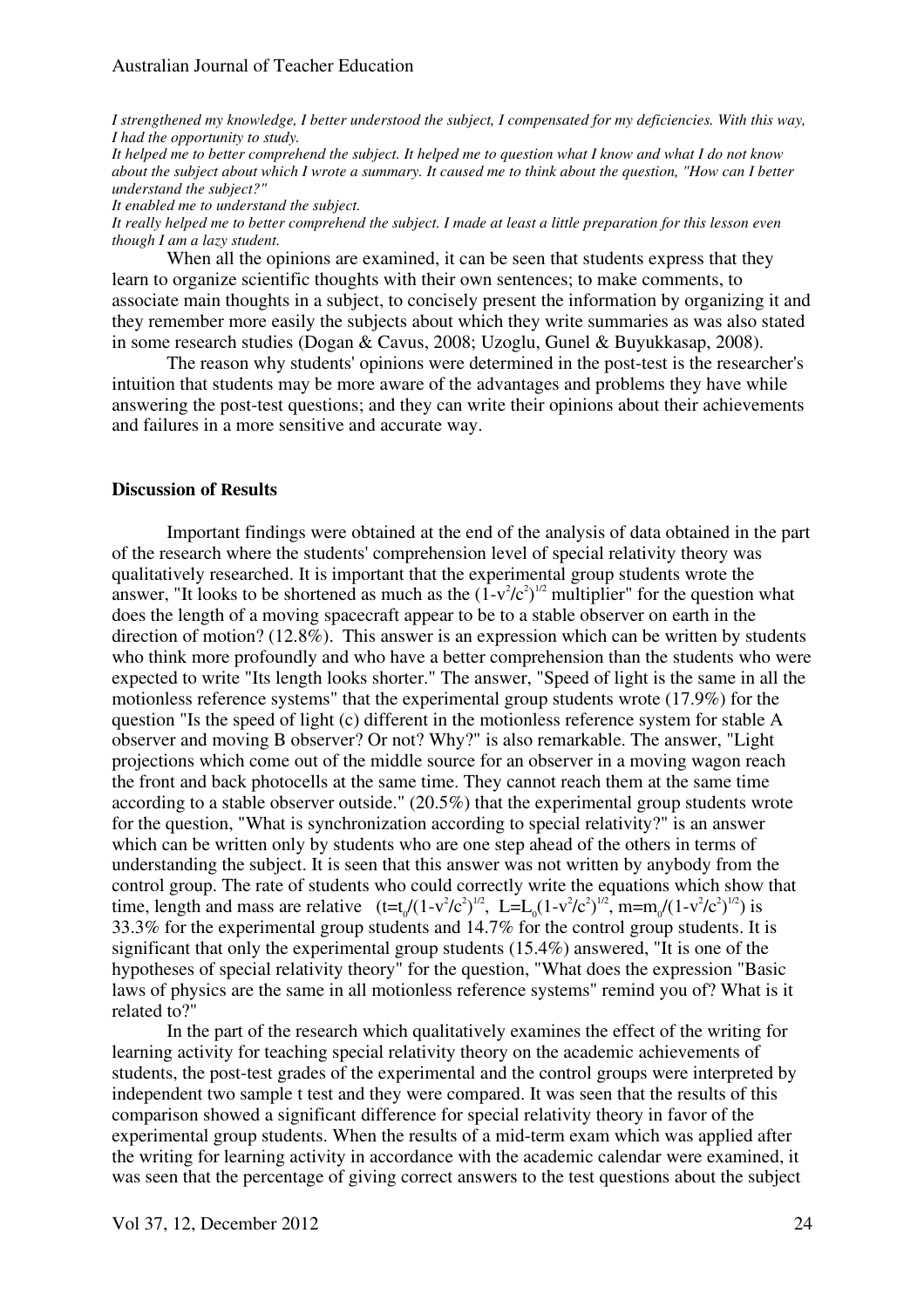*I strengthened my knowledge, I better understood the subject, I compensated for my deficiencies. With this way, I had the opportunity to study.*

*It helped me to better comprehend the subject. It helped me to question what I know and what I do not know about the subject about which I wrote a summary. It caused me to think about the question, "How can I better understand the subject?"*

*It enabled me to understand the subject.*

*It really helped me to better comprehend the subject. I made at least a little preparation for this lesson even though I am a lazy student.*

When all the opinions are examined, it can be seen that students express that they learn to organize scientific thoughts with their own sentences; to make comments, to associate main thoughts in a subject, to concisely present the information by organizing it and they remember more easily the subjects about which they write summaries as was also stated in some research studies (Dogan & Cavus, 2008; Uzoglu, Gunel & Buyukkasap, 2008).

The reason why students' opinions were determined in the post-test is the researcher's intuition that students may be more aware of the advantages and problems they have while answering the post-test questions; and they can write their opinions about their achievements and failures in a more sensitive and accurate way.

**Discussion of Results**

Important findings were obtained at the end of the analysis of data obtained in the part of the research where the students' comprehension level of special relativity theory was qualitatively researched. It is important that the experimental group students wrote the answer, "It looks to be shortened as much as the $(1-v^2/c^2)^{1/2}$ multiplier" for the question what does the length of a moving spacecraft appear to be to a stable observer on earth in the direction of motion? (12.8%). This answer is an expression which can be written by students who think more profoundly and who have a better comprehension than the students who were expected to write "Its length looks shorter." The answer, "Speed of light is the same in all the motionless reference systems" that the experimental group students wrote (17.9%) for the question "Is the speed of light (c) different in the motionless reference system for stable A observer and moving B observer? Or not? Why?" is also remarkable. The answer, "Light projections which come out of the middle source for an observer in a moving wagon reach the front and back photocells at the same time. They cannot reach them at the same time according to a stable observer outside." (20.5%) that the experimental group students wrote for the question, "What is synchronization according to special relativity?" is an answer which can be written only by students who are one step ahead of the others in terms of understanding the subject. It is seen that this answer was not written by anybody from the control group. The rate of students who could correctly write the equations which show that time, length and mass are relative $(t=t_0/(1-v^2/c^2)^{1/2}$, $L=L_0(1-v^2/c^2)^{1/2}$, $m=m_0/(1-v^2/c^2)^{1/2})$ is 33.3% for the experimental group students and 14.7% for the control group students. It is significant that only the experimental group students (15.4%) answered, "It is one of the hypotheses of special relativity theory" for the question, "What does the expression "Basic laws of physics are the same in all motionless reference systems" remind you of? What is it related to?"

In the part of the research which qualitatively examines the effect of the writing for learning activity for teaching special relativity theory on the academic achievements of students, the post-test grades of the experimental and the control groups were interpreted by independent two sample t test and they were compared. It was seen that the results of this comparison showed a significant difference for special relativity theory in favor of the experimental group students. When the results of a mid-term exam which was applied after the writing for learning activity in accordance with the academic calendar were examined, it was seen that the percentage of giving correct answers to the test questions about the subject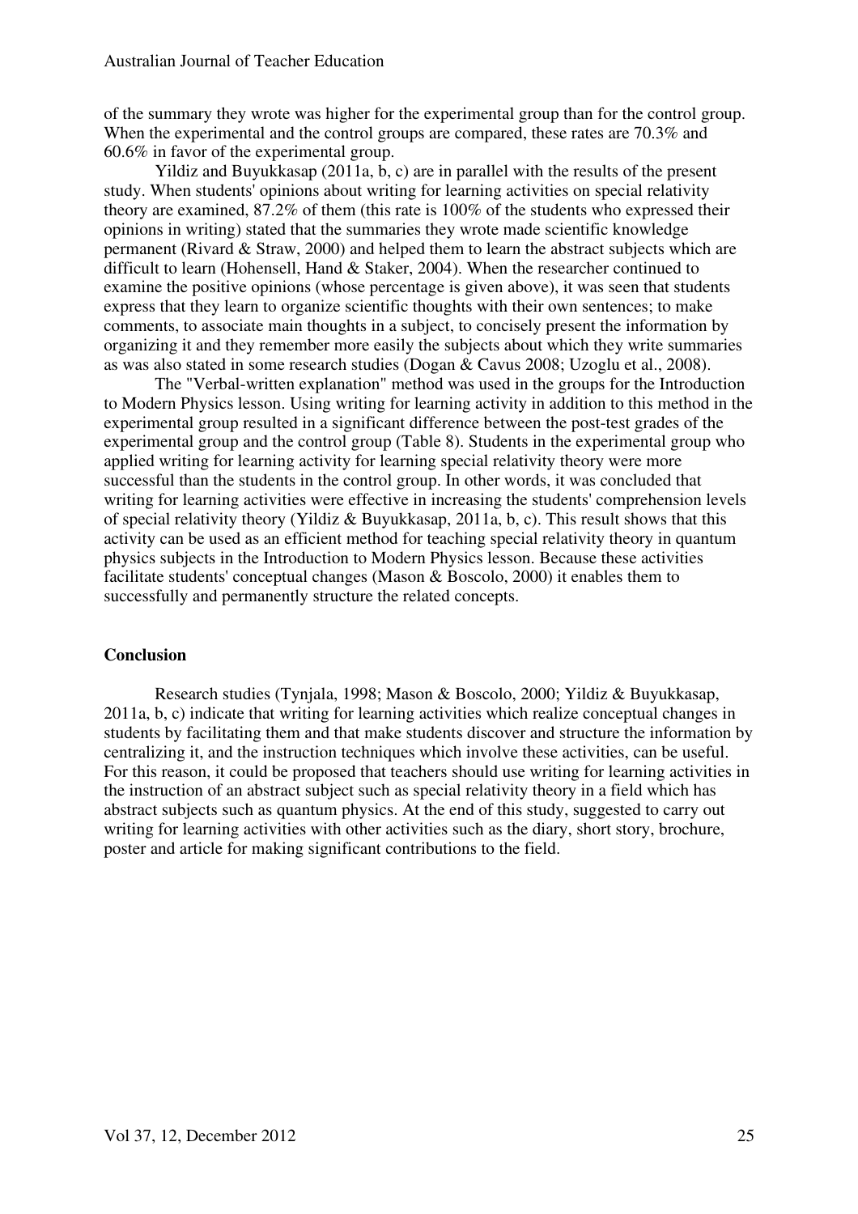of the summary they wrote was higher for the experimental group than for the control group. When the experimental and the control groups are compared, these rates are 70.3% and 60.6% in favor of the experimental group.

Yildiz and Buyukkasap (2011a, b, c) are in parallel with the results of the present study. When students' opinions about writing for learning activities on special relativity theory are examined, 87.2% of them (this rate is 100% of the students who expressed their opinions in writing) stated that the summaries they wrote made scientific knowledge permanent (Rivard & Straw, 2000) and helped them to learn the abstract subjects which are difficult to learn (Hohensell, Hand & Staker, 2004). When the researcher continued to examine the positive opinions (whose percentage is given above), it was seen that students express that they learn to organize scientific thoughts with their own sentences; to make comments, to associate main thoughts in a subject, to concisely present the information by organizing it and they remember more easily the subjects about which they write summaries as was also stated in some research studies (Dogan & Cavus 2008; Uzoglu et al., 2008).

The "Verbal-written explanation" method was used in the groups for the Introduction to Modern Physics lesson. Using writing for learning activity in addition to this method in the experimental group resulted in a significant difference between the post-test grades of the experimental group and the control group (Table 8). Students in the experimental group who applied writing for learning activity for learning special relativity theory were more successful than the students in the control group. In other words, it was concluded that writing for learning activities were effective in increasing the students' comprehension levels of special relativity theory (Yildiz & Buyukkasap, 2011a, b, c). This result shows that this activity can be used as an efficient method for teaching special relativity theory in quantum physics subjects in the Introduction to Modern Physics lesson. Because these activities facilitate students' conceptual changes (Mason & Boscolo, 2000) it enables them to successfully and permanently structure the related concepts.

## Conclusion

Research studies (Tynjala, 1998; Mason & Boscolo, 2000; Yildiz & Buyukkasap, 2011a, b, c) indicate that writing for learning activities which realize conceptual changes in students by facilitating them and that make students discover and structure the information by centralizing it, and the instruction techniques which involve these activities, can be useful. For this reason, it could be proposed that teachers should use writing for learning activities in the instruction of an abstract subject such as special relativity theory in a field which has abstract subjects such as quantum physics. At the end of this study, suggested to carry out writing for learning activities with other activities such as the diary, short story, brochure, poster and article for making significant contributions to the field.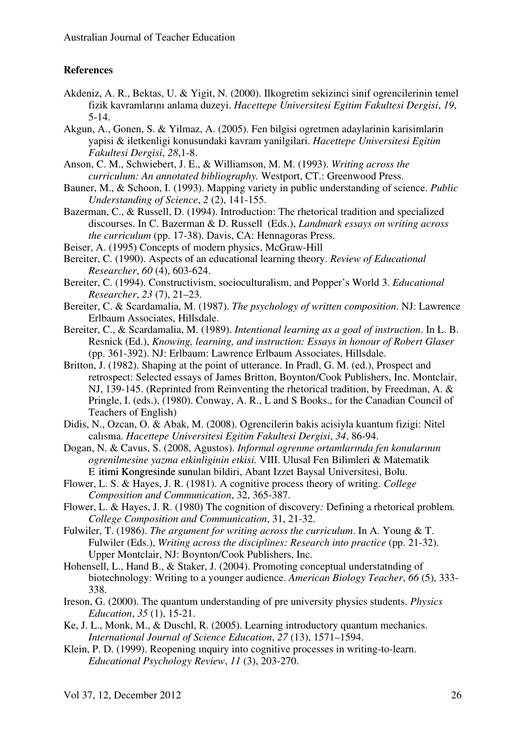### References

Akdeniz, A. R., Bektas, U. & Yigit, N. (2000). Ilkogretim sekizinci sinif ogrencilerinin temel fizik kavramlarını anlama duzeyi. *Hacettepe Universitesi Egitim Fakultesi Dergisi*, *19*, 5-14.

Akgun, A., Gonen, S. & Yilmaz, A. (2005). Fen bilgisi ogretmen adaylarinin karisimlarin yapisi & iletkenligi konusundaki kavram yanilgilari. *Hacettepe Universitesi Egitim Fakultesi Dergisi*, *28*,1-8.

Anson, C. M., Schwiebert, J. E., & Williamson, M. M. (1993). *Writing across the curriculum: An annotated bibliography.* Westport, CT.: Greenwood Press.

Bauner, M., & Schoon, I. (1993). Mapping variety in public understanding of science. *Public Understanding of Science*, *2* (2), 141-155.

Bazerman, C., & Russell, D. (1994). Introduction: The rhetorical tradition and specialized discourses. In C. Bazerman & D. Russell (Eds.), *Landmark essays on writing across the curriculum* (pp. 17-38). Davis, CA: Hennagoras Press.

Beiser, A. (1995) Concepts of modern physics, McGraw-Hill

Bereiter, C. (1990). Aspects of an educational learning theory. *Review of Educational Researcher*, *60* (4), 603-624.

Bereiter, C. (1994). Constructivism, socioculturalism, and Popper's World 3. *Educational Researcher*, *23* (7), 21–23.

Bereiter, C. & Scardamalia, M. (1987). *The psychology of written composition*. NJ: Lawrence Erlbaum Associates, Hillsdale.

Bereiter, C., & Scardamalia, M. (1989). *Intentional learning as a goal of instruction*. In L. B. Resnick (Ed.), *Knowing, learning, and instruction: Essays in honour of Robert Glaser* (pp. 361-392). NJ: Erlbaum: Lawrence Erlbaum Associates, Hillsdale.

Britton, J. (1982). Shaping at the point of utterance. In Pradl, G. M. (ed.), Prospect and retrospect: Selected essays of James Britton, Boynton/Cook Publishers, Inc. Montclair, NJ, 139-145. (Reprinted from Reinventing the rhetorical tradition, by Freedman, A. & Pringle, I. (eds.), (1980). Conway, A. R., L and S Books., for the Canadian Council of Teachers of English)

Didis, N., Ozcan, O. & Abak, M. (2008). Ogrencilerin bakis acisiyla kuantum fizigi: Nitel calısma. *Hacettepe Universitesi Egitim Fakultesi Dergisi*, *34*, 86-94.

Dogan, N. & Cavus, S. (2008, Agustos). *Informal ogrenme ortamlarında fen konularının ogrenilmesine yazma etkinliginin etkisi.* VIII. Ulusal Fen Bilimleri & Matematik E itimi Kongresinde sunulan bildiri, Abant Izzet Baysal Universitesi, Bolu.

Flower, L. S. & Hayes, J. R. (1981). A cognitive process theory of writing. *College Composition and Communication*, 32, 365-387.

Flower, L. & Hayes, J. R. (1980) The cognition of discovery*:* Defining a rhetorical problem*. College Composition and Communication*, 31, 21-32.

Fulwiler, T. (1986). *The argument for writing across the curriculum*. In A. Young & T. Fulwiler (Eds.), *Writing across the disciplines: Research into practice* (pp. 21-32). Upper Montclair, NJ: Boynton/Cook Publishers, Inc.

Hohensell, L., Hand B., & Staker, J. (2004). Promoting conceptual understatnding of biotechnology: Writing to a younger audience. *American Biology Teacher*, *66* (5), 333-338.

Ireson, G. (2000). The quantum understanding of pre university physics students. *Physics Education*, *35* (1), 15-21.

Ke, J. L., Monk, M., & Duschl, R. (2005). Learning introductory quantum mechanics. *International Journal of Science Education*, *27* (13), 1571–1594.

Klein, P. D. (1999). Reopening ınquiry into cognitive processes in writing-to-learn. *Educational Psychology Review*, *11* (3), 203-270.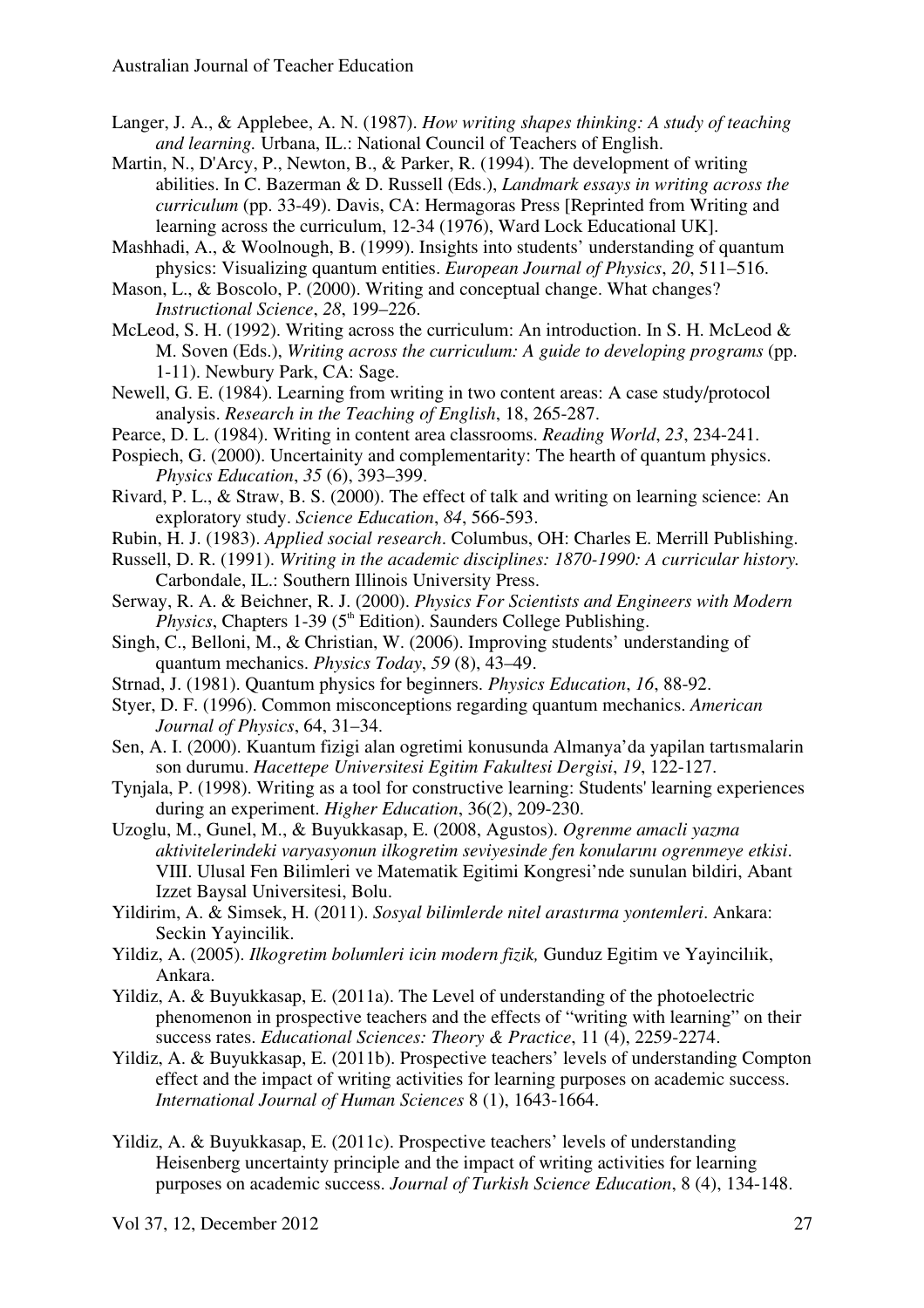Langer, J. A., & Applebee, A. N. (1987). *How writing shapes thinking: A study of teaching and learning.* Urbana, IL.: National Council of Teachers of English.

Martin, N., D'Arcy, P., Newton, B., & Parker, R. (1994). The development of writing abilities. In C. Bazerman & D. Russell (Eds.), *Landmark essays in writing across the curriculum* (pp. 33-49). Davis, CA: Hermagoras Press [Reprinted from Writing and learning across the curriculum, 12-34 (1976), Ward Lock Educational UK].

Mashhadi, A., & Woolnough, B. (1999). Insights into students' understanding of quantum physics: Visualizing quantum entities. *European Journal of Physics*, *20*, 511–516.

Mason, L., & Boscolo, P. (2000). Writing and conceptual change. What changes? *Instructional Science*, *28*, 199–226.

McLeod, S. H. (1992). Writing across the curriculum: An introduction. In S. H. McLeod & M. Soven (Eds.), *Writing across the curriculum: A guide to developing programs* (pp. 1-11). Newbury Park, CA: Sage.

Newell, G. E. (1984). Learning from writing in two content areas: A case study/protocol analysis. *Research in the Teaching of English*, 18, 265-287.

Pearce, D. L. (1984). Writing in content area classrooms. *Reading World*, *23*, 234-241.

Pospiech, G. (2000). Uncertainity and complementarity: The hearth of quantum physics. *Physics Education*, *35* (6), 393–399.

Rivard, P. L., & Straw, B. S. (2000). The effect of talk and writing on learning science: An exploratory study. *Science Education*, *84*, 566-593.

Rubin, H. J. (1983). *Applied social research*. Columbus, OH: Charles E. Merrill Publishing.

Russell, D. R. (1991). *Writing in the academic disciplines: 1870-1990: A curricular history.* Carbondale, IL.: Southern Illinois University Press.

Serway, R. A. & Beichner, R. J. (2000). *Physics For Scientists and Engineers with Modern Physics*, Chapters 1-39 (5th Edition). Saunders College Publishing.

Singh, C., Belloni, M., & Christian, W. (2006). Improving students' understanding of quantum mechanics. *Physics Today*, *59* (8), 43–49.

Strnad, J. (1981). Quantum physics for beginners. *Physics Education*, *16*, 88-92.

Styer, D. F. (1996). Common misconceptions regarding quantum mechanics. *American Journal of Physics*, 64, 31–34.

Sen, A. I. (2000). Kuantum fizigi alan ogretimi konusunda Almanya'da yapilan tartısmalarin son durumu. *Hacettepe Universitesi Egitim Fakultesi Dergisi*, *19*, 122-127.

Tynjala, P. (1998). Writing as a tool for constructive learning: Students' learning experiences during an experiment. *Higher Education*, 36(2), 209-230.

Uzoglu, M., Gunel, M., & Buyukkasap, E. (2008, Agustos). *Ogrenme amacli yazma aktivitelerindeki varyasyonun ilkogretim seviyesinde fen konularını ogrenmeye etkisi*. VIII. Ulusal Fen Bilimleri ve Matematik Egitimi Kongresi'nde sunulan bildiri, Abant Izzet Baysal Universitesi, Bolu.

Yildirim, A. & Simsek, H. (2011). *Sosyal bilimlerde nitel arastırma yontemleri*. Ankara: Seckin Yayincilik.

Yildiz, A. (2005). *Ilkogretim bolumleri icin modern fizik,* Gunduz Egitim ve Yayincilıik, Ankara.

Yildiz, A. & Buyukkasap, E. (2011a). The Level of understanding of the photoelectric phenomenon in prospective teachers and the effects of "writing with learning" on their success rates. *Educational Sciences: Theory & Practice*, 11 (4), 2259-2274.

Yildiz, A. & Buyukkasap, E. (2011b). Prospective teachers' levels of understanding Compton effect and the impact of writing activities for learning purposes on academic success. *International Journal of Human Sciences* 8 (1), 1643-1664.

Yildiz, A. & Buyukkasap, E. (2011c). Prospective teachers' levels of understanding Heisenberg uncertainty principle and the impact of writing activities for learning purposes on academic success. *Journal of Turkish Science Education*, 8 (4), 134-148.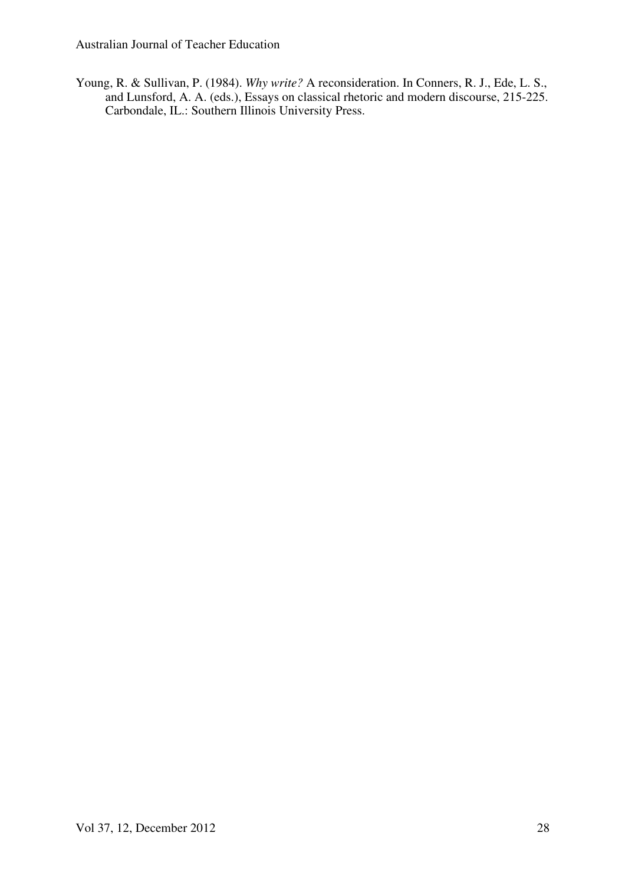Young, R. & Sullivan, P. (1984). *Why write?* A reconsideration. In Conners, R. J., Ede, L. S., and Lunsford, A. A. (eds.), Essays on classical rhetoric and modern discourse, 215-225. Carbondale, IL.: Southern Illinois University Press.